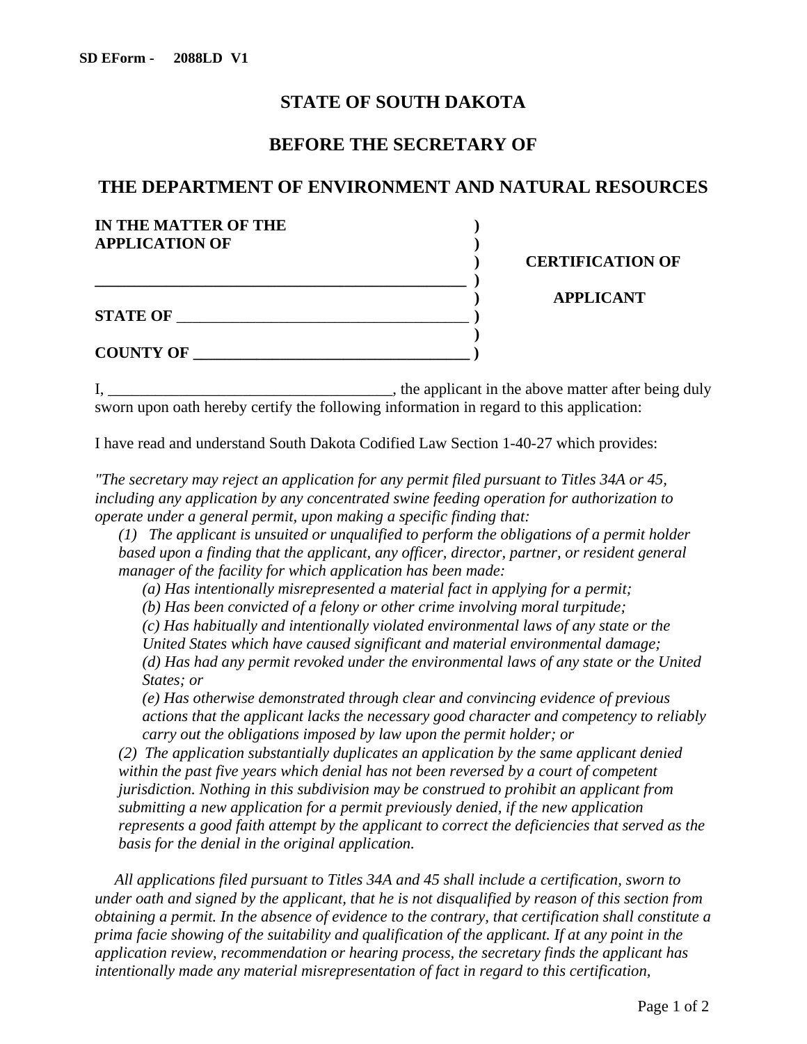SD EForm - 2088LD V1

# STATE OF SOUTH DAKOTA

## BEFORE THE SECRETARY OF

## THE DEPARTMENT OF ENVIRONMENT AND NATURAL RESOURCES

**IN THE MATTER OF THE** )
**APPLICATION OF** )
) **CERTIFICATION OF**
**\_\_\_\_\_\_\_\_\_\_\_\_\_\_\_\_\_\_\_\_\_\_\_\_\_\_\_\_\_\_\_\_\_\_\_\_\_\_\_\_\_\_\_\_\_\_** )
) **APPLICANT**
**STATE OF** \_\_\_\_\_\_\_\_\_\_\_\_\_\_\_\_\_\_\_\_\_\_\_\_\_\_\_\_\_\_\_\_\_\_\_\_\_ )
)
**COUNTY OF \_\_\_\_\_\_\_\_\_\_\_\_\_\_\_\_\_\_\_\_\_\_\_\_\_\_\_\_\_\_\_\_\_\_\_** )

I, \_\_\_\_\_\_\_\_\_\_\_\_\_\_\_\_\_\_\_\_\_\_\_\_\_\_\_\_\_\_\_\_\_\_\_\_\_, the applicant in the above matter after being duly sworn upon oath hereby certify the following information in regard to this application:

I have read and understand South Dakota Codified Law Section 1-40-27 which provides:

*"The secretary may reject an application for any permit filed pursuant to Titles 34A or 45, including any application by any concentrated swine feeding operation for authorization to operate under a general permit, upon making a specific finding that:*

*(1) The applicant is unsuited or unqualified to perform the obligations of a permit holder based upon a finding that the applicant, any officer, director, partner, or resident general manager of the facility for which application has been made:*

*(a) Has intentionally misrepresented a material fact in applying for a permit;*

*(b) Has been convicted of a felony or other crime involving moral turpitude;*

*(c) Has habitually and intentionally violated environmental laws of any state or the United States which have caused significant and material environmental damage;*

*(d) Has had any permit revoked under the environmental laws of any state or the United States; or*

*(e) Has otherwise demonstrated through clear and convincing evidence of previous actions that the applicant lacks the necessary good character and competency to reliably carry out the obligations imposed by law upon the permit holder; or*

*(2) The application substantially duplicates an application by the same applicant denied within the past five years which denial has not been reversed by a court of competent jurisdiction. Nothing in this subdivision may be construed to prohibit an applicant from submitting a new application for a permit previously denied, if the new application represents a good faith attempt by the applicant to correct the deficiencies that served as the basis for the denial in the original application.*

*All applications filed pursuant to Titles 34A and 45 shall include a certification, sworn to under oath and signed by the applicant, that he is not disqualified by reason of this section from obtaining a permit. In the absence of evidence to the contrary, that certification shall constitute a prima facie showing of the suitability and qualification of the applicant. If at any point in the application review, recommendation or hearing process, the secretary finds the applicant has intentionally made any material misrepresentation of fact in regard to this certification,*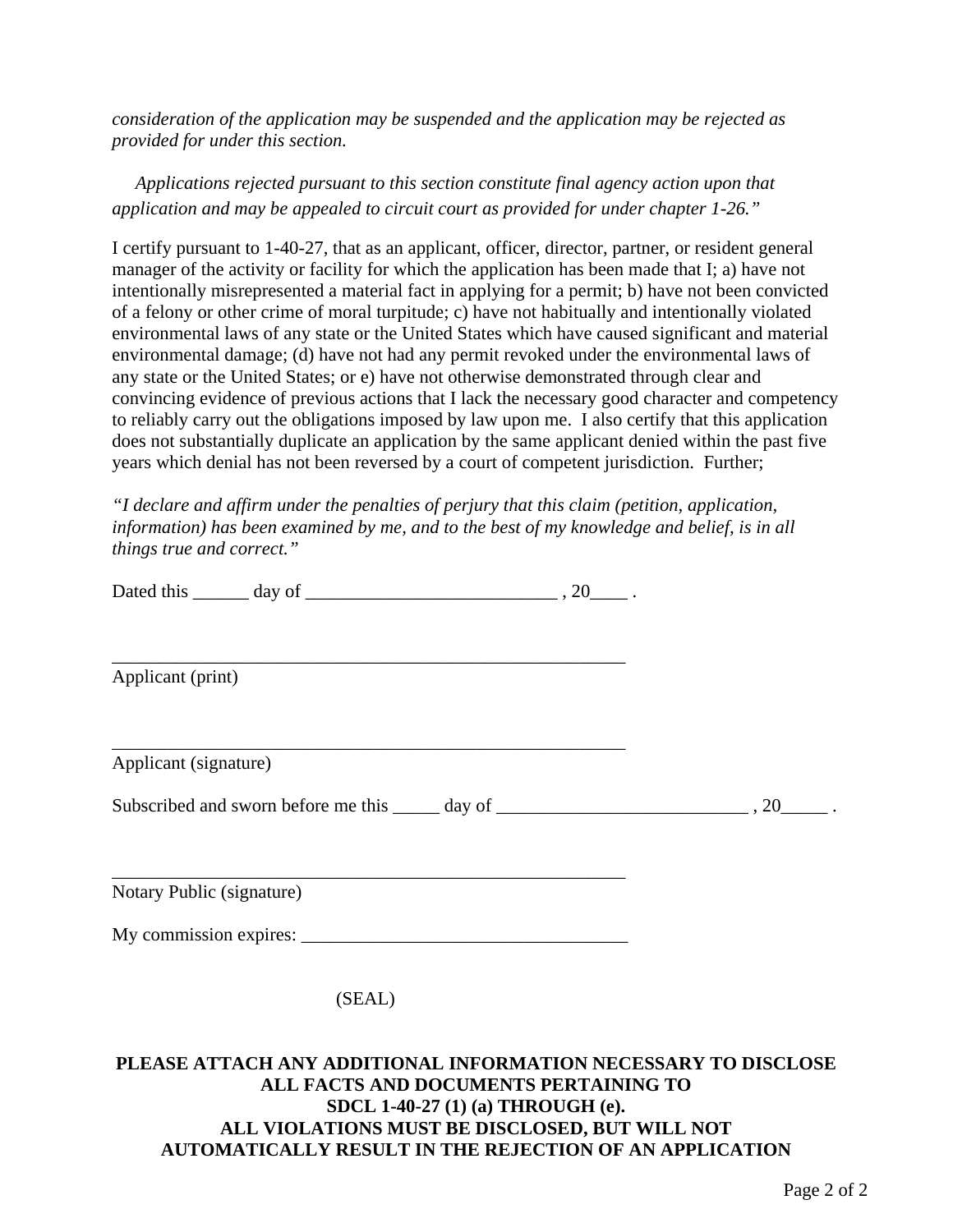*consideration of the application may be suspended and the application may be rejected as provided for under this section.*

*Applications rejected pursuant to this section constitute final agency action upon that application and may be appealed to circuit court as provided for under chapter 1-26."*

I certify pursuant to 1-40-27, that as an applicant, officer, director, partner, or resident general manager of the activity or facility for which the application has been made that I; a) have not intentionally misrepresented a material fact in applying for a permit; b) have not been convicted of a felony or other crime of moral turpitude; c) have not habitually and intentionally violated environmental laws of any state or the United States which have caused significant and material environmental damage; (d) have not had any permit revoked under the environmental laws of any state or the United States; or e) have not otherwise demonstrated through clear and convincing evidence of previous actions that I lack the necessary good character and competency to reliably carry out the obligations imposed by law upon me. I also certify that this application does not substantially duplicate an application by the same applicant denied within the past five years which denial has not been reversed by a court of competent jurisdiction. Further;

*"I declare and affirm under the penalties of perjury that this claim (petition, application, information) has been examined by me, and to the best of my knowledge and belief, is in all things true and correct."*

Dated this ______ day of ___________________________ , 20____ .

__________________________________________________________

Applicant (print)

__________________________________________________________

Applicant (signature)

Subscribed and sworn before me this _____ day of ___________________________ , 20_____ .

__________________________________________________________

Notary Public (signature)

My commission expires: ___________________________________

(SEAL)

**PLEASE ATTACH ANY ADDITIONAL INFORMATION NECESSARY TO DISCLOSE ALL FACTS AND DOCUMENTS PERTAINING TO SDCL 1-40-27 (1) (a) THROUGH (e). ALL VIOLATIONS MUST BE DISCLOSED, BUT WILL NOT AUTOMATICALLY RESULT IN THE REJECTION OF AN APPLICATION**